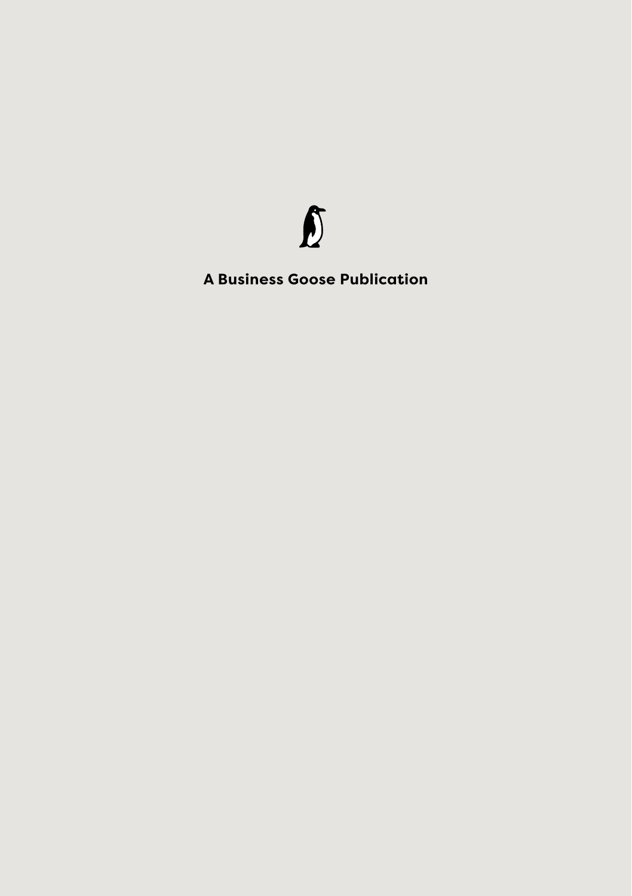**A Business Goose Publication**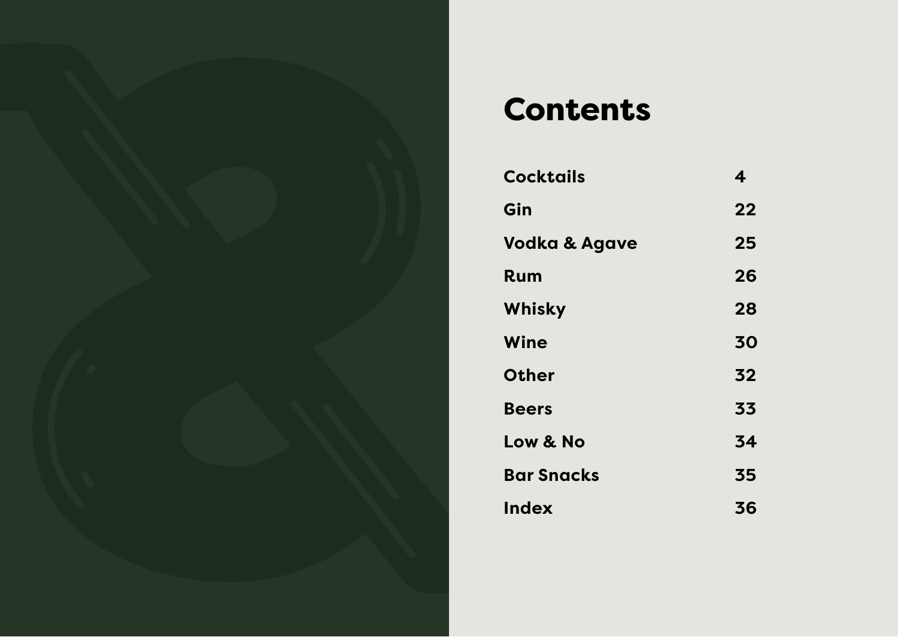# Contents

| | |
|---|---|
| Cocktails | 4 |
| Gin | 22 |
| Vodka & Agave | 25 |
| Rum | 26 |
| Whisky | 28 |
| Wine | 30 |
| Other | 32 |
| Beers | 33 |
| Low & No | 34 |
| Bar Snacks | 35 |
| Index | 36 |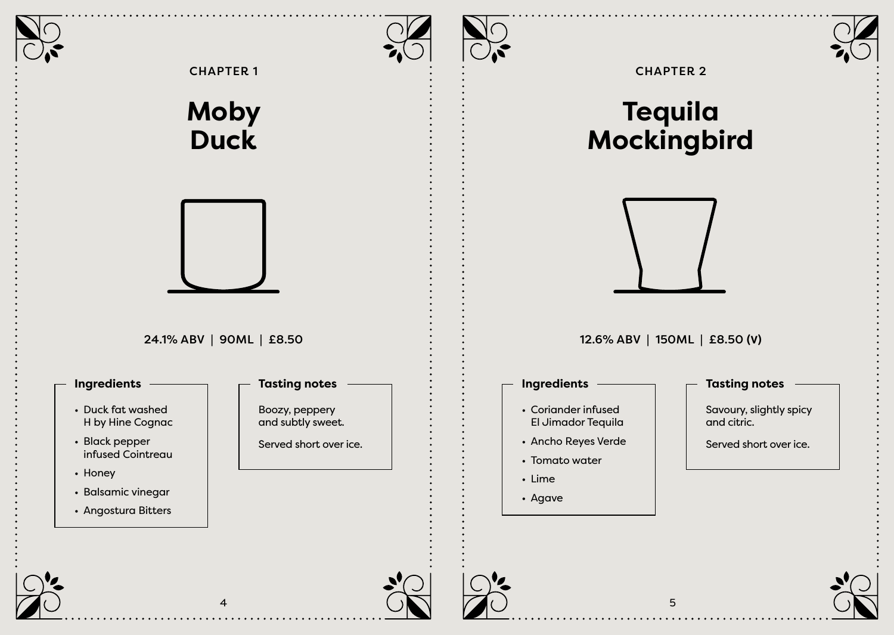CHAPTER 1

# Moby Duck

24.1% ABV | 90ML | £8.50

### Ingredients

- Duck fat washed H by Hine Cognac
- Black pepper infused Cointreau
- Honey
- Balsamic vinegar
- Angostura Bitters

### Tasting notes

Boozy, peppery and subtly sweet.

Served short over ice.

CHAPTER 2

# Tequila Mockingbird

12.6% ABV | 150ML | £8.50 (V)

### Ingredients

- Coriander infused El Jimador Tequila
- Ancho Reyes Verde
- Tomato water
- Lime
- Agave

### Tasting notes

Savoury, slightly spicy and citric.

Served short over ice.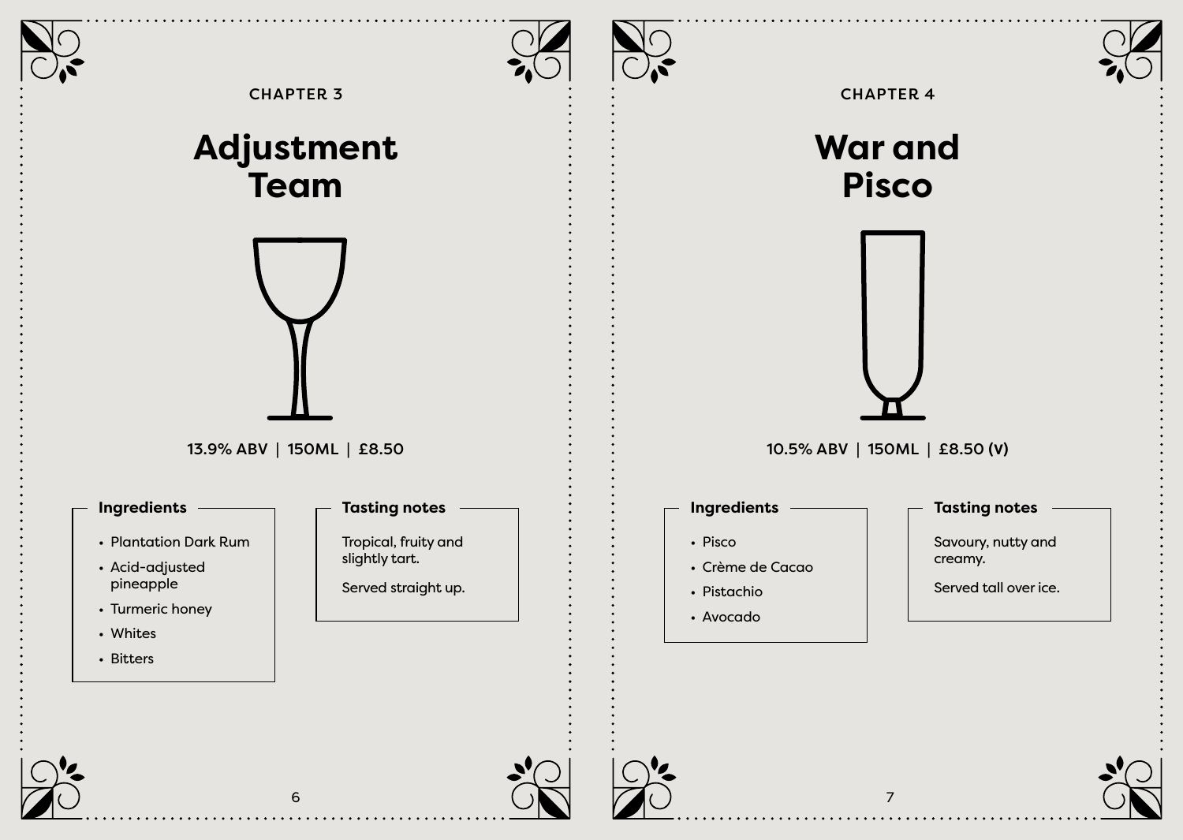CHAPTER 3

# Adjustment Team

13.9% ABV | 150ML | £8.50

**Ingredients**

- Plantation Dark Rum
- Acid-adjusted pineapple
- Turmeric honey
- Whites
- Bitters

**Tasting notes**

Tropical, fruity and slightly tart.

Served straight up.

CHAPTER 4

# War and Pisco

10.5% ABV | 150ML | £8.50 (V)

**Ingredients**

- Pisco
- Crème de Cacao
- Pistachio
- Avocado

**Tasting notes**

Savoury, nutty and creamy.

Served tall over ice.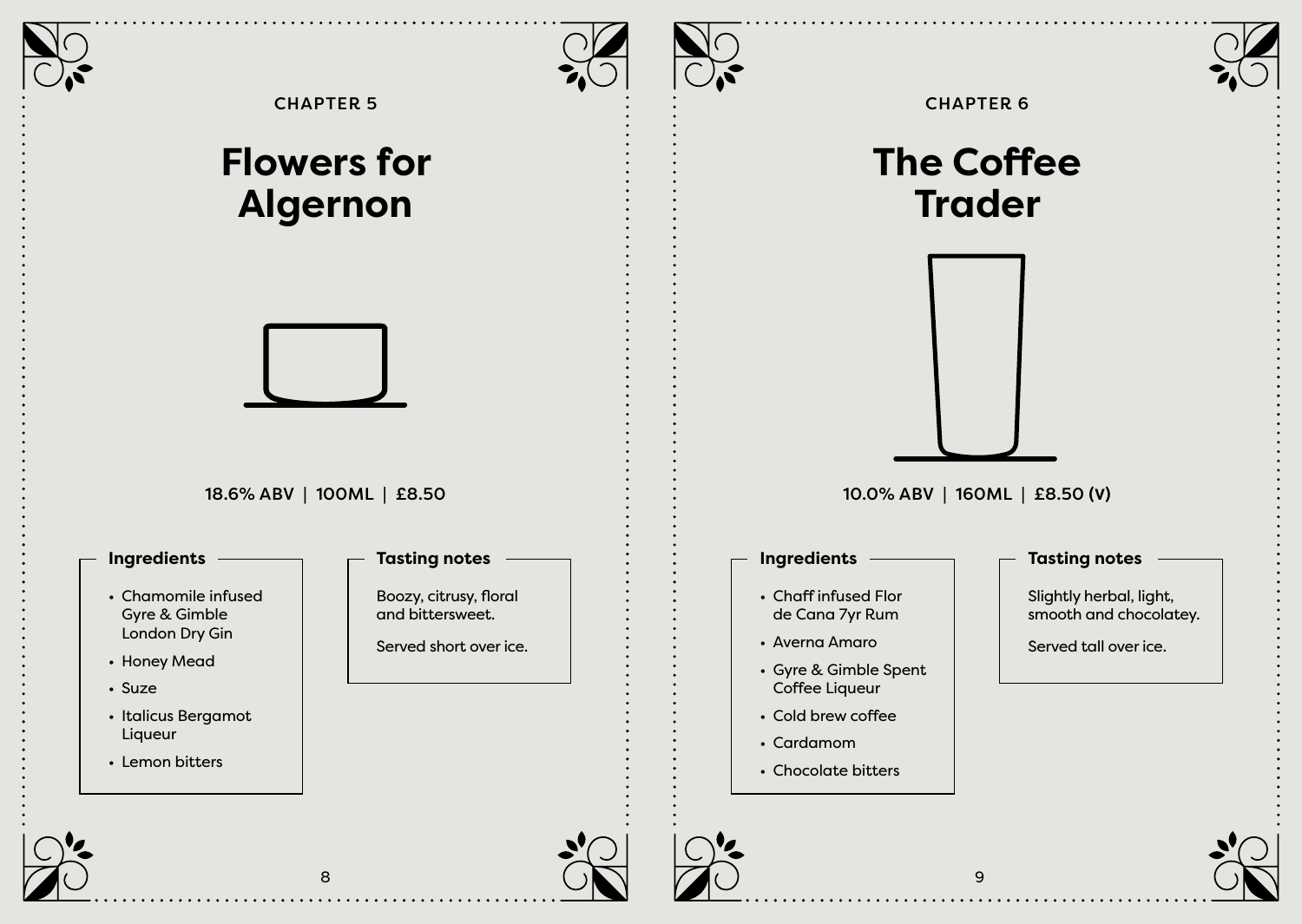CHAPTER 5

# Flowers for Algernon

18.6% ABV | 100ML | £8.50

### Ingredients

- Chamomile infused Gyre & Gimble London Dry Gin
- Honey Mead
- Suze
- Italicus Bergamot Liqueur
- Lemon bitters

### Tasting notes

Boozy, citrusy, floral and bittersweet.

Served short over ice.

CHAPTER 6

# The Coffee Trader

10.0% ABV | 160ML | £8.50 (V)

### Ingredients

- Chaff infused Flor de Cana 7yr Rum
- Averna Amaro
- Gyre & Gimble Spent Coffee Liqueur
- Cold brew coffee
- Cardamom
- Chocolate bitters

### Tasting notes

Slightly herbal, light, smooth and chocolatey.

Served tall over ice.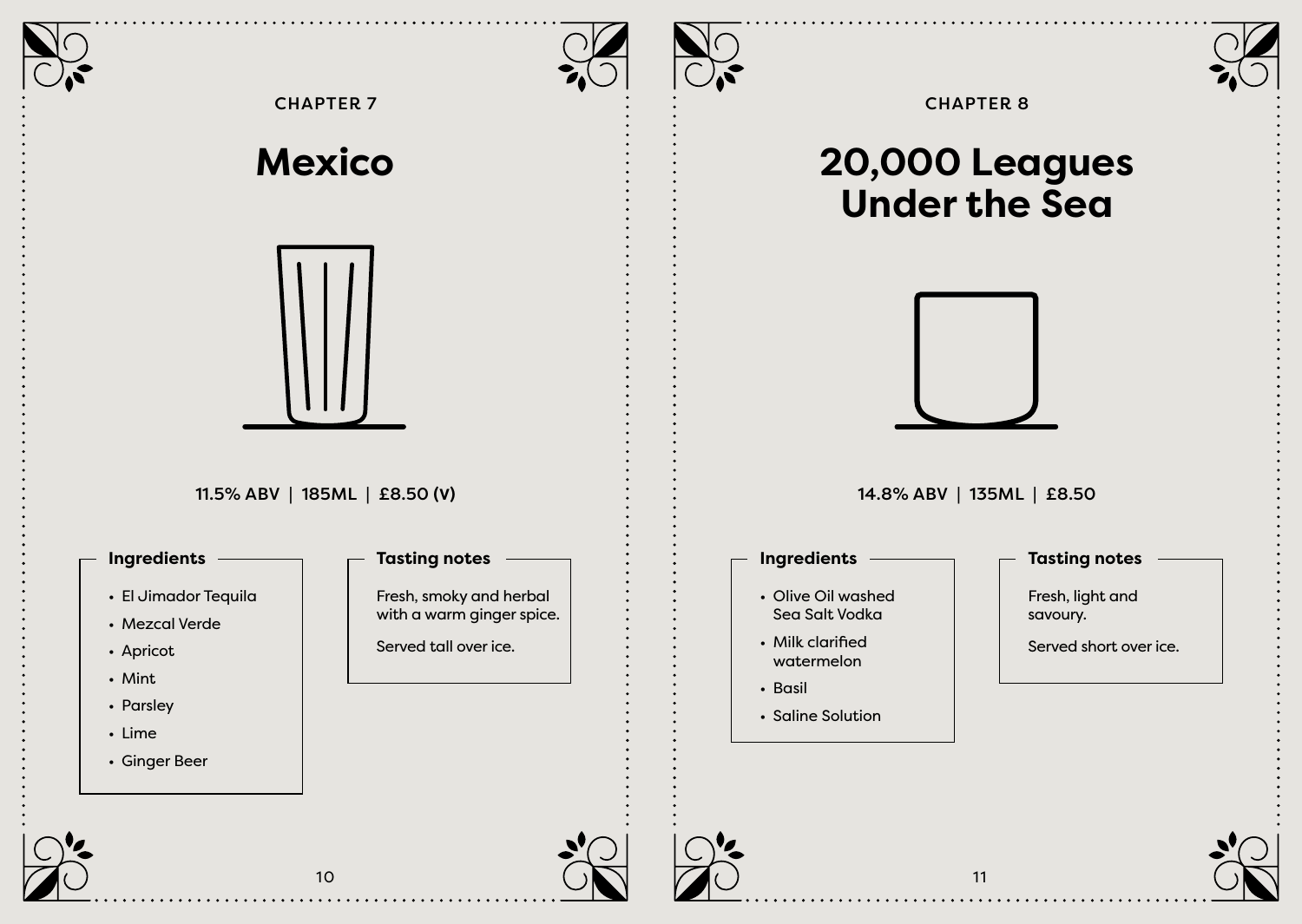CHAPTER 7

# Mexico

11.5% ABV | 185ML | £8.50 (V)

### Ingredients

- El Jimador Tequila
- Mezcal Verde
- Apricot
- Mint
- Parsley
- Lime
- Ginger Beer

### Tasting notes

Fresh, smoky and herbal with a warm ginger spice.

Served tall over ice.

CHAPTER 8

# 20,000 Leagues Under the Sea

14.8% ABV | 135ML | £8.50

### Ingredients

- Olive Oil washed Sea Salt Vodka
- Milk clarified watermelon
- Basil
- Saline Solution

### Tasting notes

Fresh, light and savoury.

Served short over ice.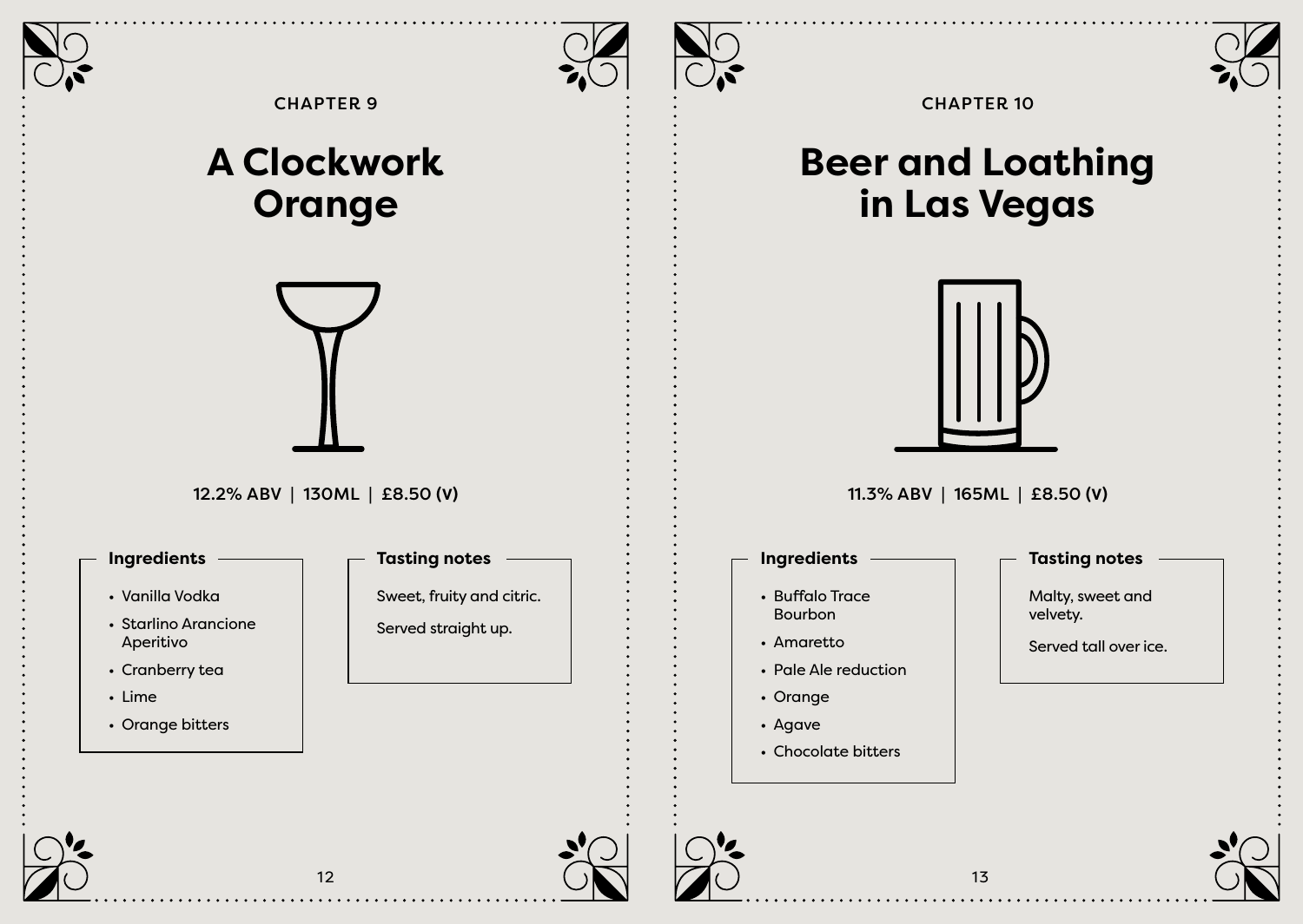CHAPTER 9

# A Clockwork Orange

12.2% ABV | 130ML | £8.50 (V)

**Ingredients**

- Vanilla Vodka
- Starlino Arancione Aperitivo
- Cranberry tea
- Lime
- Orange bitters

**Tasting notes**

Sweet, fruity and citric.

Served straight up.

CHAPTER 10

# Beer and Loathing in Las Vegas

11.3% ABV | 165ML | £8.50 (V)

**Ingredients**

- Buffalo Trace Bourbon
- Amaretto
- Pale Ale reduction
- Orange
- Agave
- Chocolate bitters

**Tasting notes**

Malty, sweet and velvety.

Served tall over ice.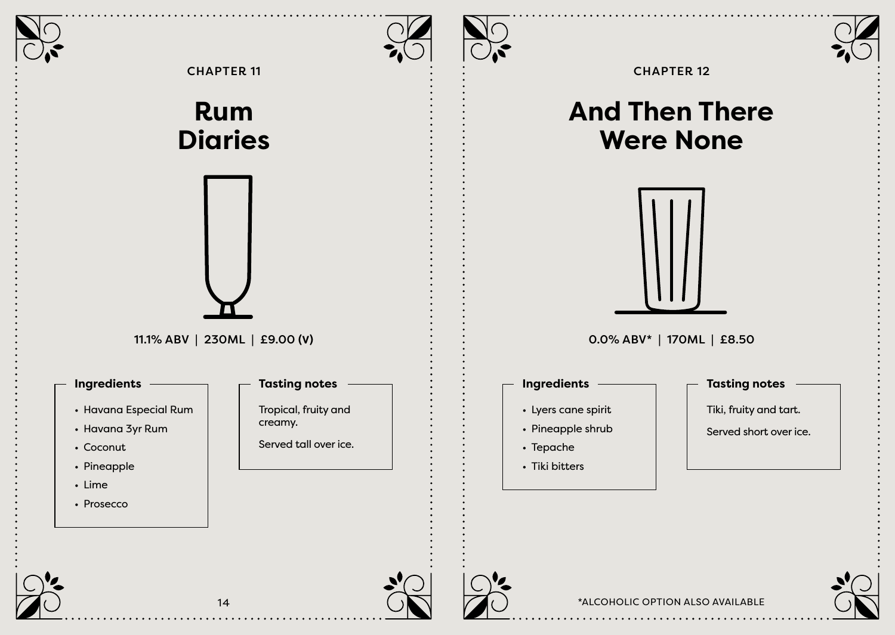CHAPTER 11

# Rum Diaries

11.1% ABV | 230ML | £9.00 (V)

**Ingredients**

- Havana Especial Rum
- Havana 3yr Rum
- Coconut
- Pineapple
- Lime
- Prosecco

**Tasting notes**

Tropical, fruity and creamy.

Served tall over ice.

CHAPTER 12

# And Then There Were None

0.0% ABV* | 170ML | £8.50

**Ingredients**

- Lyers cane spirit
- Pineapple shrub
- Tepache
- Tiki bitters

**Tasting notes**

Tiki, fruity and tart.

Served short over ice.

*ALCOHOLIC OPTION ALSO AVAILABLE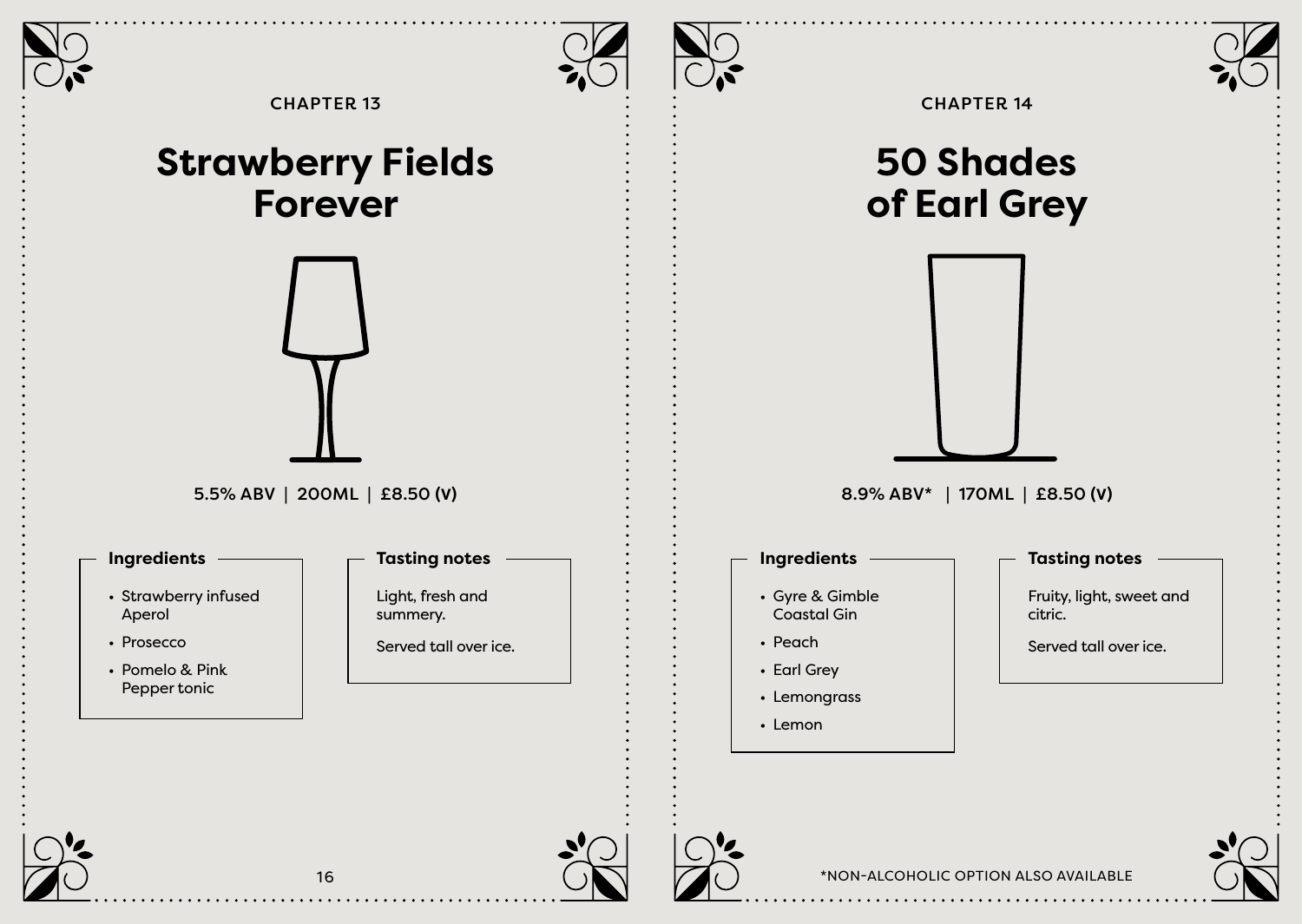CHAPTER 13

# Strawberry Fields Forever

5.5% ABV | 200ML | £8.50 (V)

**Ingredients**

- Strawberry infused Aperol
- Prosecco
- Pomelo & Pink Pepper tonic

**Tasting notes**

Light, fresh and summery.

Served tall over ice.

CHAPTER 14

# 50 Shades of Earl Grey

8.9% ABV* | 170ML | £8.50 (V)

**Ingredients**

- Gyre & Gimble Coastal Gin
- Peach
- Earl Grey
- Lemongrass
- Lemon

**Tasting notes**

Fruity, light, sweet and citric.

Served tall over ice.

*NON-ALCOHOLIC OPTION ALSO AVAILABLE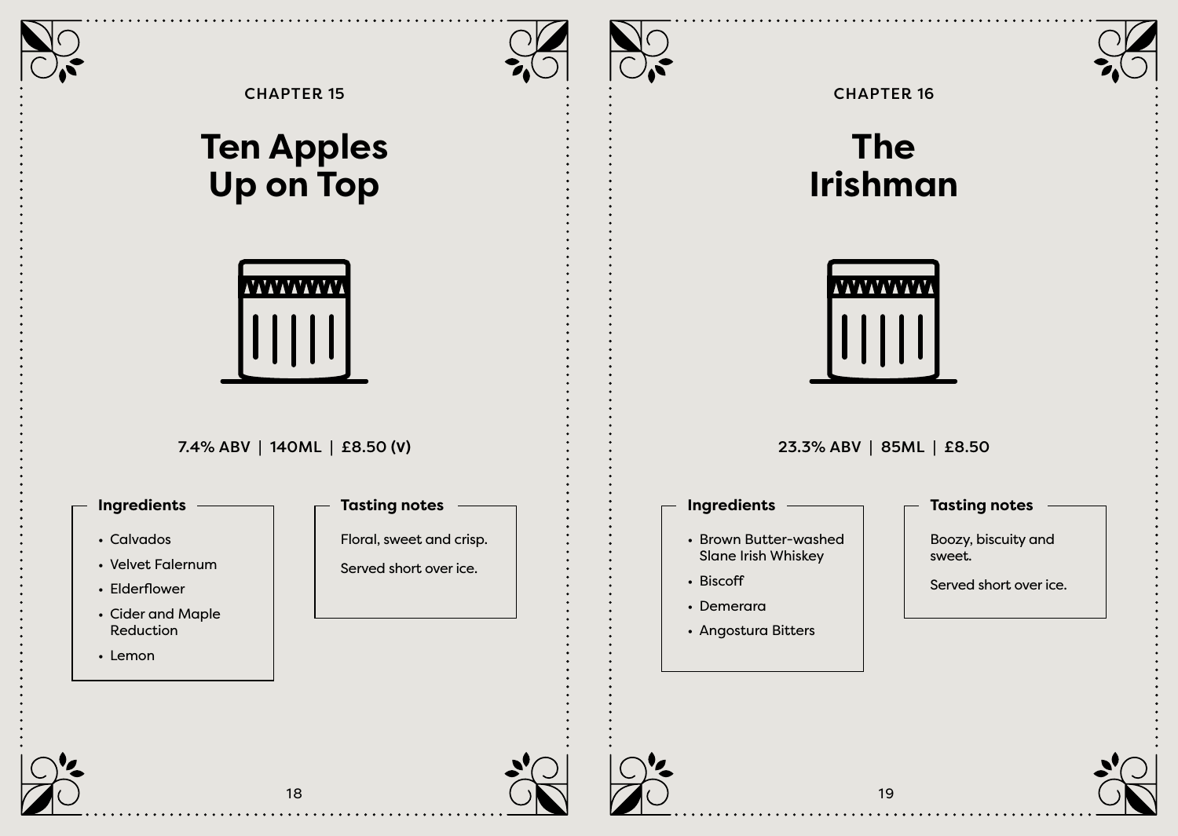CHAPTER 15

# Ten Apples Up on Top

7.4% ABV | 140ML | £8.50 (V)

### Ingredients

- Calvados
- Velvet Falernum
- Elderflower
- Cider and Maple Reduction
- Lemon

### Tasting notes

Floral, sweet and crisp.

Served short over ice.

CHAPTER 16

# The Irishman

23.3% ABV | 85ML | £8.50

### Ingredients

- Brown Butter-washed Slane Irish Whiskey
- Biscoff
- Demerara
- Angostura Bitters

### Tasting notes

Boozy, biscuity and sweet.

Served short over ice.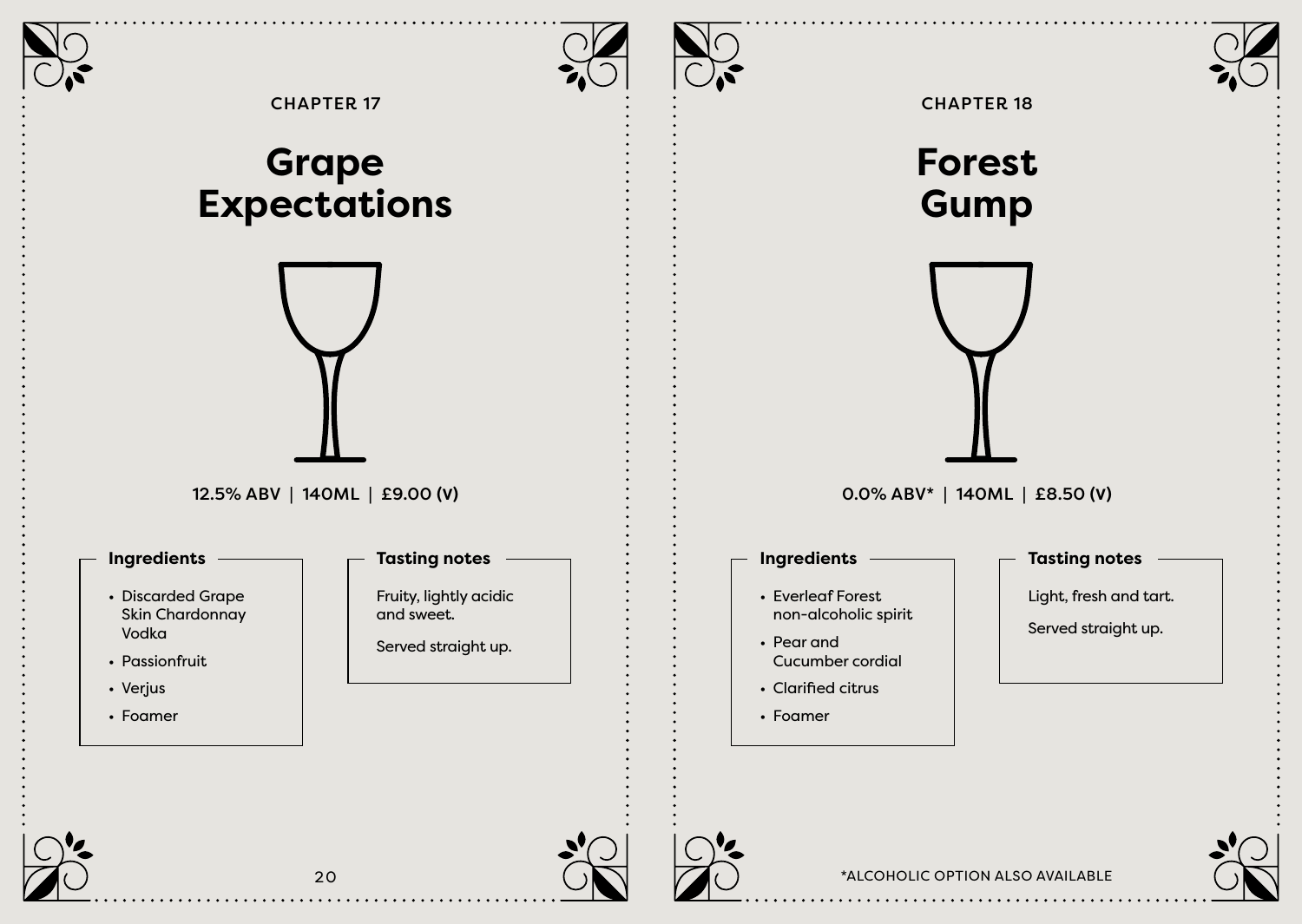CHAPTER 17

# Grape Expectations

12.5% ABV | 140ML | £9.00 (V)

**Ingredients**

- Discarded Grape Skin Chardonnay Vodka
- Passionfruit
- Verjus
- Foamer

**Tasting notes**

Fruity, lightly acidic and sweet.

Served straight up.

CHAPTER 18

# Forest Gump

0.0% ABV* | 140ML | £8.50 (V)

**Ingredients**

- Everleaf Forest non-alcoholic spirit
- Pear and Cucumber cordial
- Clarified citrus
- Foamer

**Tasting notes**

Light, fresh and tart.

Served straight up.

*ALCOHOLIC OPTION ALSO AVAILABLE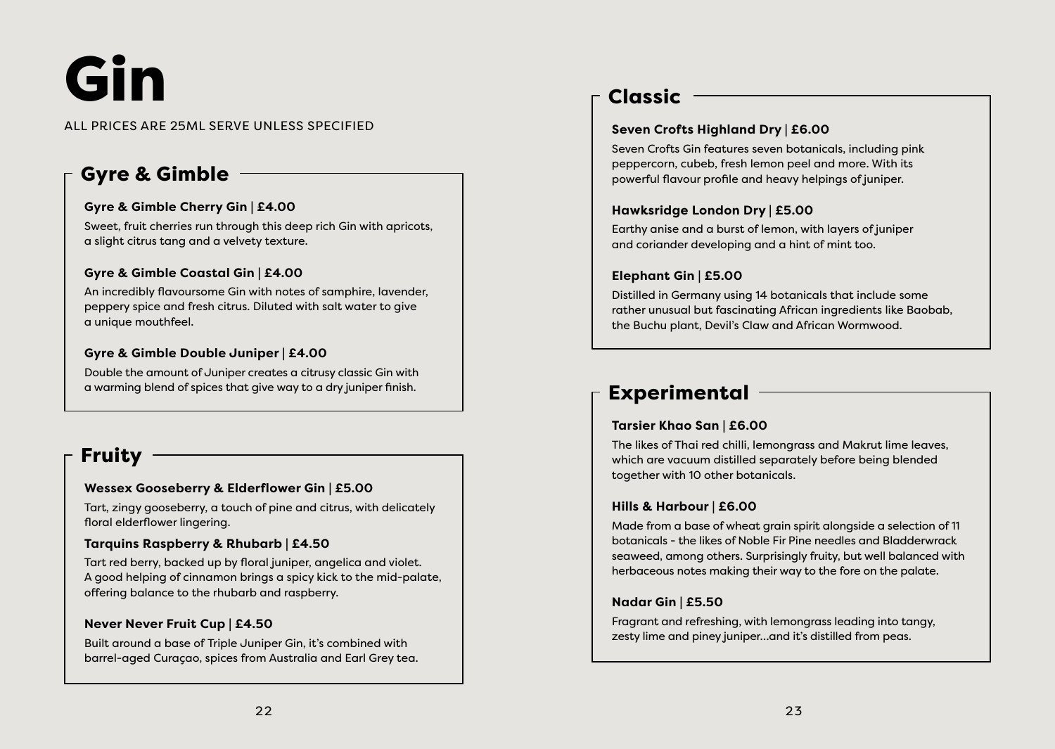# Gin

ALL PRICES ARE 25ML SERVE UNLESS SPECIFIED

## Gyre & Gimble

**Gyre & Gimble Cherry Gin | £4.00**

Sweet, fruit cherries run through this deep rich Gin with apricots, a slight citrus tang and a velvety texture.

**Gyre & Gimble Coastal Gin | £4.00**

An incredibly flavoursome Gin with notes of samphire, lavender, peppery spice and fresh citrus. Diluted with salt water to give a unique mouthfeel.

**Gyre & Gimble Double Juniper | £4.00**

Double the amount of Juniper creates a citrusy classic Gin with a warming blend of spices that give way to a dry juniper finish.

## Fruity

**Wessex Gooseberry & Elderflower Gin | £5.00**

Tart, zingy gooseberry, a touch of pine and citrus, with delicately floral elderflower lingering.

**Tarquins Raspberry & Rhubarb | £4.50**

Tart red berry, backed up by floral juniper, angelica and violet. A good helping of cinnamon brings a spicy kick to the mid-palate, offering balance to the rhubarb and raspberry.

**Never Never Fruit Cup | £4.50**

Built around a base of Triple Juniper Gin, it's combined with barrel-aged Curaçao, spices from Australia and Earl Grey tea.

## Classic

**Seven Crofts Highland Dry | £6.00**

Seven Crofts Gin features seven botanicals, including pink peppercorn, cubeb, fresh lemon peel and more. With its powerful flavour profile and heavy helpings of juniper.

**Hawksridge London Dry | £5.00**

Earthy anise and a burst of lemon, with layers of juniper and coriander developing and a hint of mint too.

**Elephant Gin | £5.00**

Distilled in Germany using 14 botanicals that include some rather unusual but fascinating African ingredients like Baobab, the Buchu plant, Devil's Claw and African Wormwood.

## Experimental

**Tarsier Khao San | £6.00**

The likes of Thai red chilli, lemongrass and Makrut lime leaves, which are vacuum distilled separately before being blended together with 10 other botanicals.

**Hills & Harbour | £6.00**

Made from a base of wheat grain spirit alongside a selection of 11 botanicals - the likes of Noble Fir Pine needles and Bladderwrack seaweed, among others. Surprisingly fruity, but well balanced with herbaceous notes making their way to the fore on the palate.

**Nadar Gin | £5.50**

Fragrant and refreshing, with lemongrass leading into tangy, zesty lime and piney juniper...and it's distilled from peas.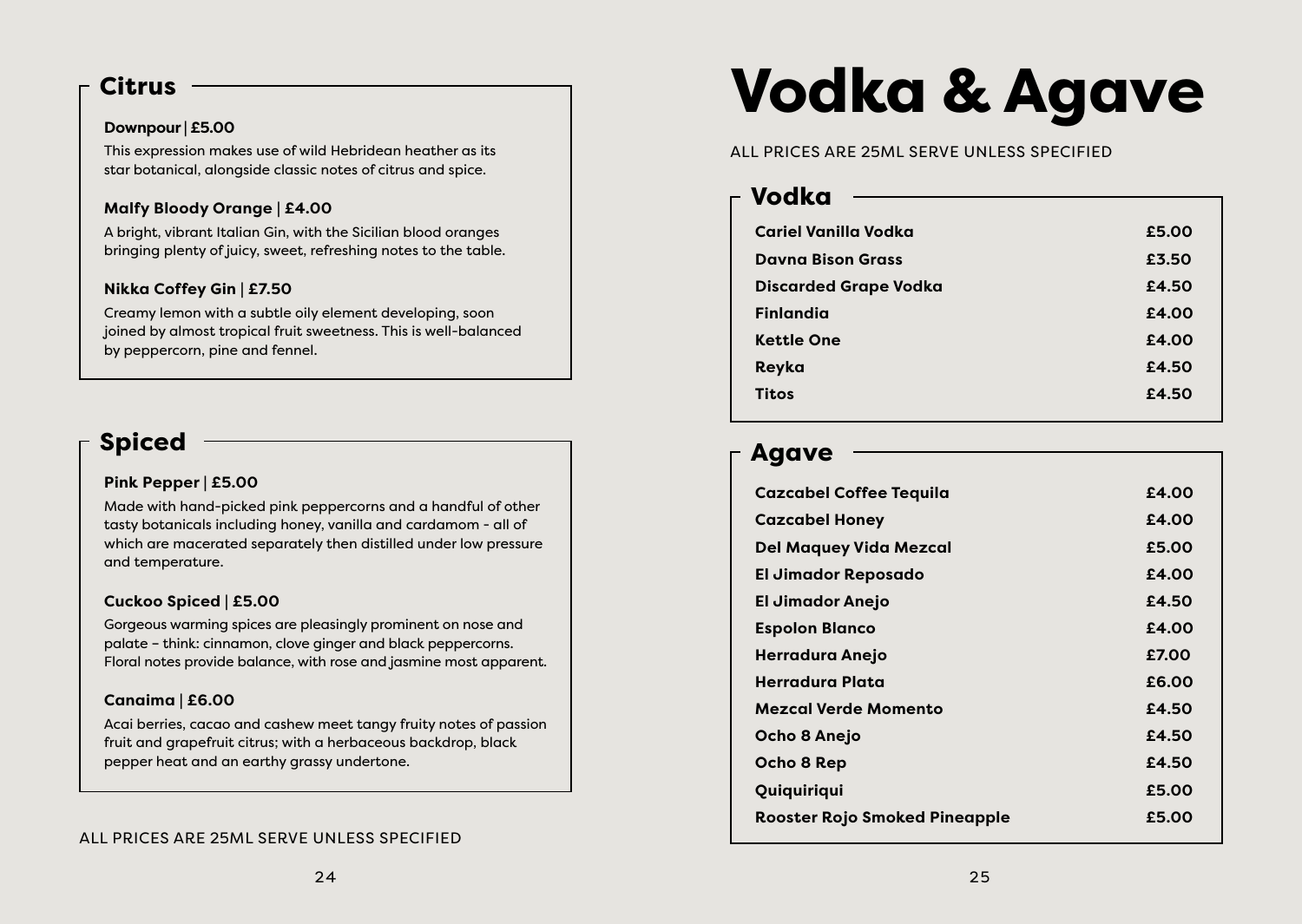## Citrus

**Downpour | £5.00**

This expression makes use of wild Hebridean heather as its star botanical, alongside classic notes of citrus and spice.

**Malfy Bloody Orange | £4.00**

A bright, vibrant Italian Gin, with the Sicilian blood oranges bringing plenty of juicy, sweet, refreshing notes to the table.

**Nikka Coffey Gin | £7.50**

Creamy lemon with a subtle oily element developing, soon joined by almost tropical fruit sweetness. This is well-balanced by peppercorn, pine and fennel.

## Spiced

**Pink Pepper | £5.00**

Made with hand-picked pink peppercorns and a handful of other tasty botanicals including honey, vanilla and cardamom - all of which are macerated separately then distilled under low pressure and temperature.

**Cuckoo Spiced | £5.00**

Gorgeous warming spices are pleasingly prominent on nose and palate – think: cinnamon, clove ginger and black peppercorns. Floral notes provide balance, with rose and jasmine most apparent.

**Canaima | £6.00**

Acai berries, cacao and cashew meet tangy fruity notes of passion fruit and grapefruit citrus; with a herbaceous backdrop, black pepper heat and an earthy grassy undertone.

ALL PRICES ARE 25ML SERVE UNLESS SPECIFIED

# Vodka & Agave

ALL PRICES ARE 25ML SERVE UNLESS SPECIFIED

## Vodka

| | |
|---|---|
| **Cariel Vanilla Vodka** | **£5.00** |
| **Davna Bison Grass** | **£3.50** |
| **Discarded Grape Vodka** | **£4.50** |
| **Finlandia** | **£4.00** |
| **Kettle One** | **£4.00** |
| **Reyka** | **£4.50** |
| **Titos** | **£4.50** |

## Agave

| | |
|---|---|
| **Cazcabel Coffee Tequila** | **£4.00** |
| **Cazcabel Honey** | **£4.00** |
| **Del Maquey Vida Mezcal** | **£5.00** |
| **El Jimador Reposado** | **£4.00** |
| **El Jimador Anejo** | **£4.50** |
| **Espolon Blanco** | **£4.00** |
| **Herradura Anejo** | **£7.00** |
| **Herradura Plata** | **£6.00** |
| **Mezcal Verde Momento** | **£4.50** |
| **Ocho 8 Anejo** | **£4.50** |
| **Ocho 8 Rep** | **£4.50** |
| **Quiquiriqui** | **£5.00** |
| **Rooster Rojo Smoked Pineapple** | **£5.00** |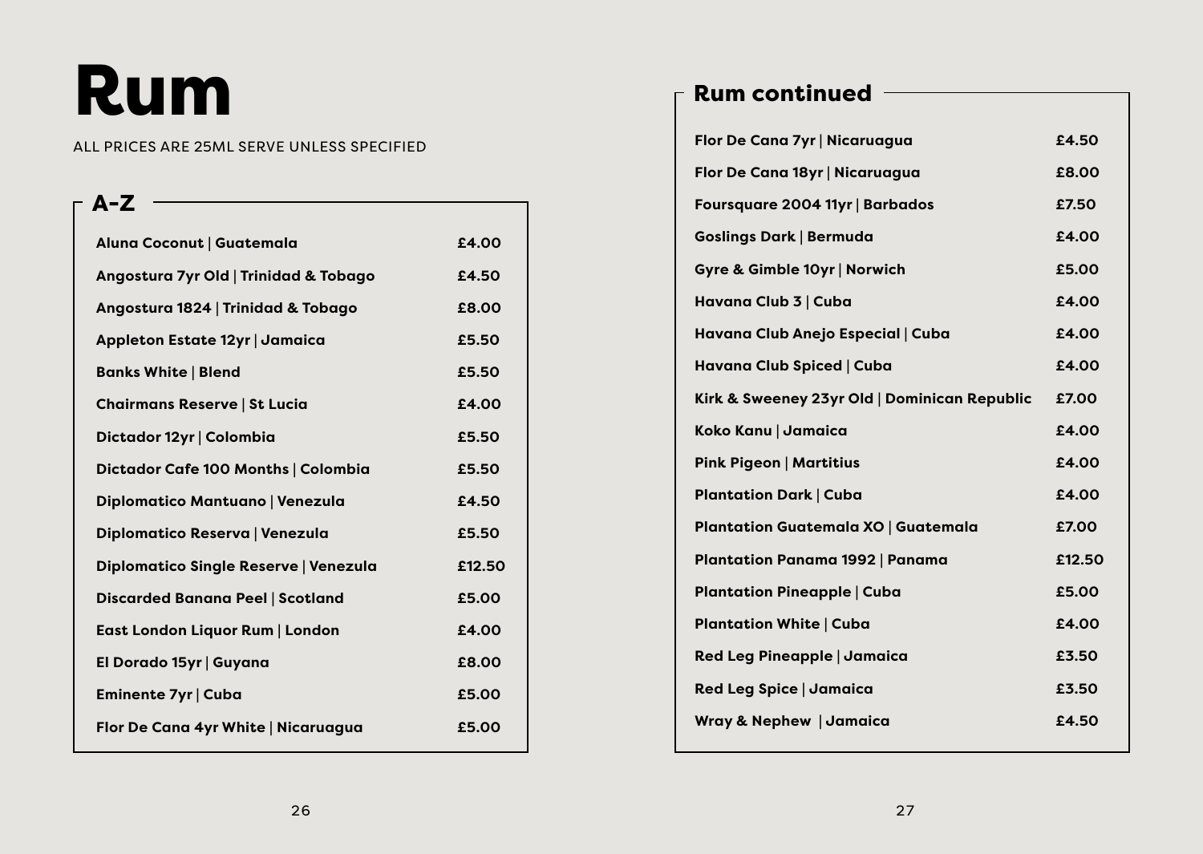# Rum

ALL PRICES ARE 25ML SERVE UNLESS SPECIFIED

## A-Z

| | |
|---|---|
| **Aluna Coconut \| Guatemala** | **£4.00** |
| **Angostura 7yr Old \| Trinidad & Tobago** | **£4.50** |
| **Angostura 1824 \| Trinidad & Tobago** | **£8.00** |
| **Appleton Estate 12yr \| Jamaica** | **£5.50** |
| **Banks White \| Blend** | **£5.50** |
| **Chairmans Reserve \| St Lucia** | **£4.00** |
| **Dictador 12yr \| Colombia** | **£5.50** |
| **Dictador Cafe 100 Months \| Colombia** | **£5.50** |
| **Diplomatico Mantuano \| Venezula** | **£4.50** |
| **Diplomatico Reserva \| Venezula** | **£5.50** |
| **Diplomatico Single Reserve \| Venezula** | **£12.50** |
| **Discarded Banana Peel \| Scotland** | **£5.00** |
| **East London Liquor Rum \| London** | **£4.00** |
| **El Dorado 15yr \| Guyana** | **£8.00** |
| **Eminente 7yr \| Cuba** | **£5.00** |
| **Flor De Cana 4yr White \| Nicaruagua** | **£5.00** |

## Rum continued

| | |
|---|---|
| **Flor De Cana 7yr \| Nicaruagua** | **£4.50** |
| **Flor De Cana 18yr \| Nicaruagua** | **£8.00** |
| **Foursquare 2004 11yr \| Barbados** | **£7.50** |
| **Goslings Dark \| Bermuda** | **£4.00** |
| **Gyre & Gimble 10yr \| Norwich** | **£5.00** |
| **Havana Club 3 \| Cuba** | **£4.00** |
| **Havana Club Anejo Especial \| Cuba** | **£4.00** |
| **Havana Club Spiced \| Cuba** | **£4.00** |
| **Kirk & Sweeney 23yr Old \| Dominican Republic** | **£7.00** |
| **Koko Kanu \| Jamaica** | **£4.00** |
| **Pink Pigeon \| Martitius** | **£4.00** |
| **Plantation Dark \| Cuba** | **£4.00** |
| **Plantation Guatemala XO \| Guatemala** | **£7.00** |
| **Plantation Panama 1992 \| Panama** | **£12.50** |
| **Plantation Pineapple \| Cuba** | **£5.00** |
| **Plantation White \| Cuba** | **£4.00** |
| **Red Leg Pineapple \| Jamaica** | **£3.50** |
| **Red Leg Spice \| Jamaica** | **£3.50** |
| **Wray & Nephew \| Jamaica** | **£4.50** |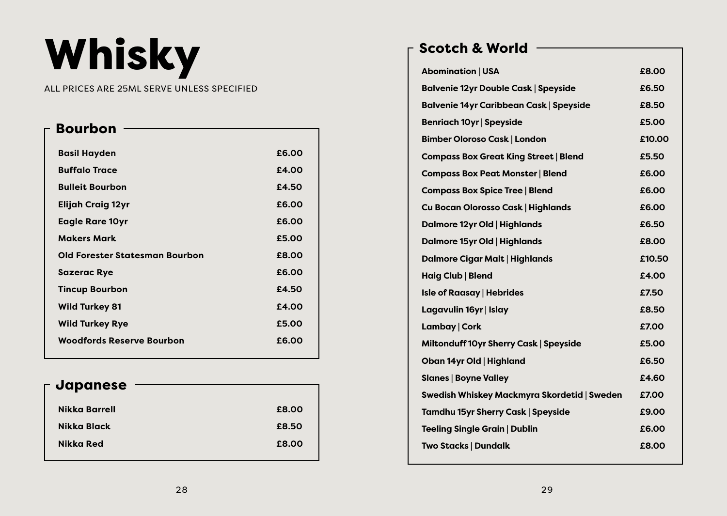# Whisky

ALL PRICES ARE 25ML SERVE UNLESS SPECIFIED

## Bourbon

| Item | Price |
| --- | --- |
| Basil Hayden | £6.00 |
| Buffalo Trace | £4.00 |
| Bulleit Bourbon | £4.50 |
| Elijah Craig 12yr | £6.00 |
| Eagle Rare 10yr | £6.00 |
| Makers Mark | £5.00 |
| Old Forester Statesman Bourbon | £8.00 |
| Sazerac Rye | £6.00 |
| Tincup Bourbon | £4.50 |
| Wild Turkey 81 | £4.00 |
| Wild Turkey Rye | £5.00 |
| Woodfords Reserve Bourbon | £6.00 |

## Japanese

| Item | Price |
| --- | --- |
| Nikka Barrell | £8.00 |
| Nikka Black | £8.50 |
| Nikka Red | £8.00 |

## Scotch & World

| Item | Price |
| --- | --- |
| Abomination \| USA | £8.00 |
| Balvenie 12yr Double Cask \| Speyside | £6.50 |
| Balvenie 14yr Caribbean Cask \| Speyside | £8.50 |
| Benriach 10yr \| Speyside | £5.00 |
| Bimber Oloroso Cask \| London | £10.00 |
| Compass Box Great King Street \| Blend | £5.50 |
| Compass Box Peat Monster \| Blend | £6.00 |
| Compass Box Spice Tree \| Blend | £6.00 |
| Cu Bocan Olorosso Cask \| Highlands | £6.00 |
| Dalmore 12yr Old \| Highlands | £6.50 |
| Dalmore 15yr Old \| Highlands | £8.00 |
| Dalmore Cigar Malt \| Highlands | £10.50 |
| Haig Club \| Blend | £4.00 |
| Isle of Raasay \| Hebrides | £7.50 |
| Lagavulin 16yr \| Islay | £8.50 |
| Lambay \| Cork | £7.00 |
| Miltonduff 10yr Sherry Cask \| Speyside | £5.00 |
| Oban 14yr Old \| Highland | £6.50 |
| Slanes \| Boyne Valley | £4.60 |
| Swedish Whiskey Mackmyra Skordetid \| Sweden | £7.00 |
| Tamdhu 15yr Sherry Cask \| Speyside | £9.00 |
| Teeling Single Grain \| Dublin | £6.00 |
| Two Stacks \| Dundalk | £8.00 |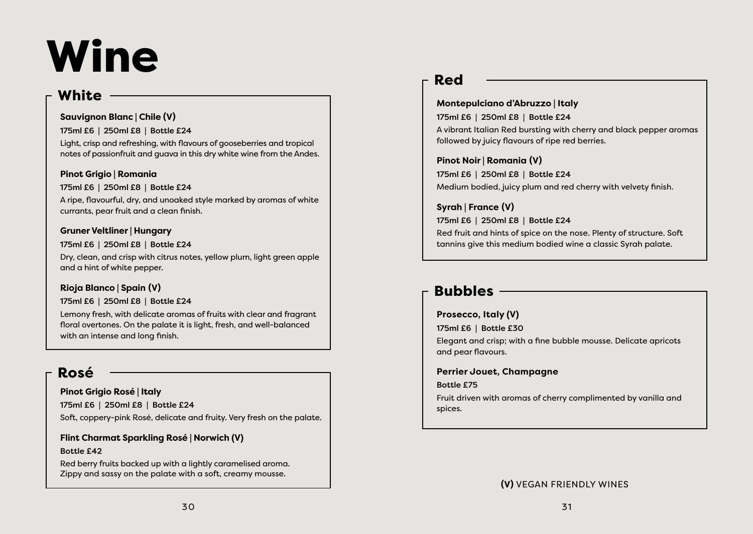# Wine

## White

**Sauvignon Blanc | Chile (V)**

175ml £6 | 250ml £8 | Bottle £24

Light, crisp and refreshing, with flavours of gooseberries and tropical notes of passionfruit and guava in this dry white wine from the Andes.

**Pinot Grigio | Romania**

175ml £6 | 250ml £8 | Bottle £24

A ripe, flavourful, dry, and unoaked style marked by aromas of white currants, pear fruit and a clean finish.

**Gruner Veltliner | Hungary**

175ml £6 | 250ml £8 | Bottle £24

Dry, clean, and crisp with citrus notes, yellow plum, light green apple and a hint of white pepper.

**Rioja Blanco | Spain (V)**

175ml £6 | 250ml £8 | Bottle £24

Lemony fresh, with delicate aromas of fruits with clear and fragrant floral overtones. On the palate it is light, fresh, and well-balanced with an intense and long finish.

## Rosé

**Pinot Grigio Rosé | Italy**

175ml £6 | 250ml £8 | Bottle £24

Soft, coppery-pink Rosé, delicate and fruity. Very fresh on the palate.

**Flint Charmat Sparkling Rosé | Norwich (V)**

Bottle £42

Red berry fruits backed up with a lightly caramelised aroma. Zippy and sassy on the palate with a soft, creamy mousse.

## Red

**Montepulciano d'Abruzzo | Italy**

175ml £6 | 250ml £8 | Bottle £24

A vibrant Italian Red bursting with cherry and black pepper aromas followed by juicy flavours of ripe red berries.

**Pinot Noir | Romania (V)**

175ml £6 | 250ml £8 | Bottle £24

Medium bodied, juicy plum and red cherry with velvety finish.

**Syrah | France (V)**

175ml £6 | 250ml £8 | Bottle £24

Red fruit and hints of spice on the nose. Plenty of structure. Soft tannins give this medium bodied wine a classic Syrah palate.

## Bubbles

**Prosecco, Italy (V)**

175ml £6 | Bottle £30

Elegant and crisp; with a fine bubble mousse. Delicate apricots and pear flavours.

**Perrier Jouet, Champagne**

Bottle £75

Fruit driven with aromas of cherry complimented by vanilla and spices.

**(V)** VEGAN FRIENDLY WINES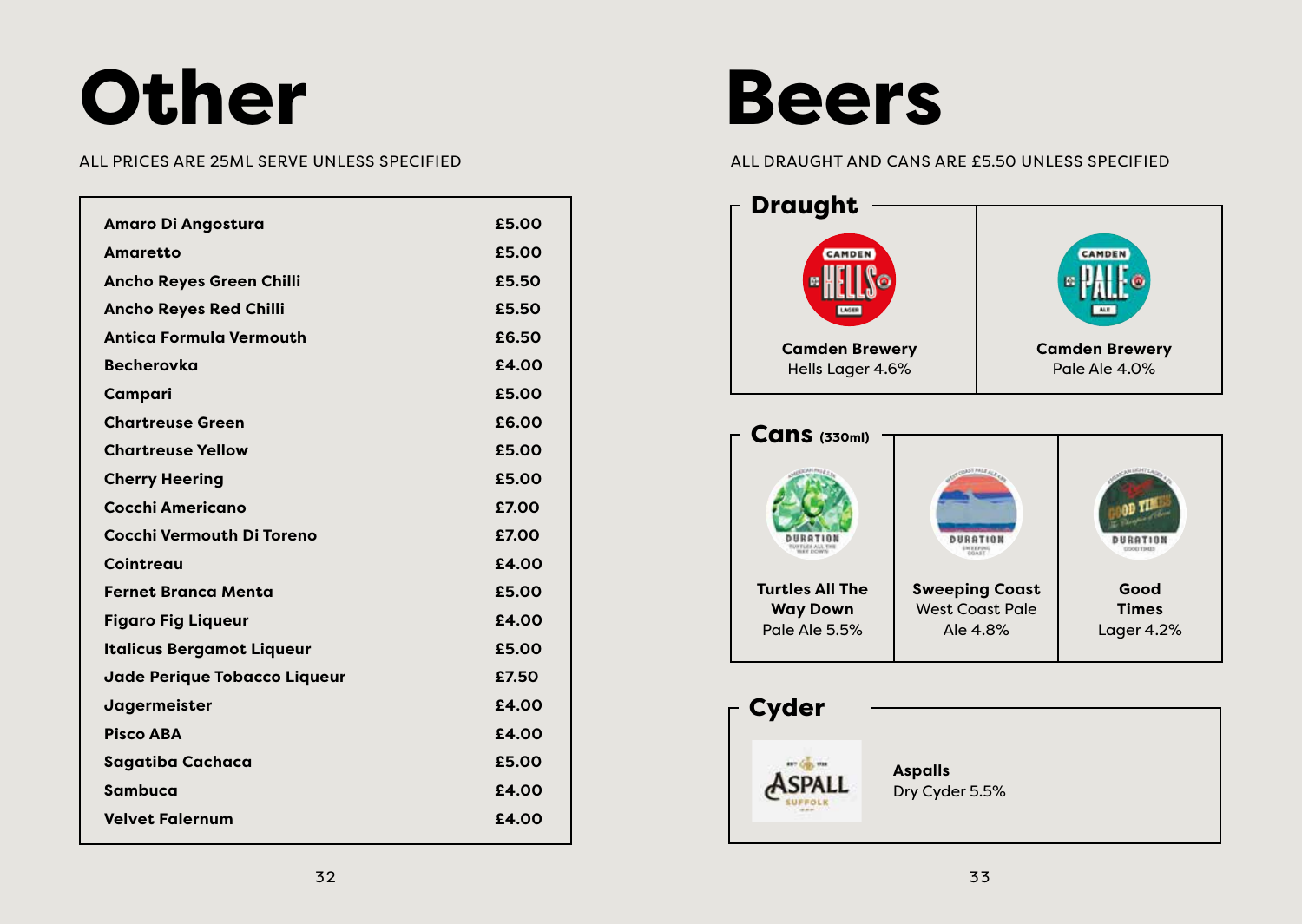# Other

ALL PRICES ARE 25ML SERVE UNLESS SPECIFIED

| Item | Price |
| --- | --- |
| **Amaro Di Angostura** | **£5.00** |
| **Amaretto** | **£5.00** |
| **Ancho Reyes Green Chilli** | **£5.50** |
| **Ancho Reyes Red Chilli** | **£5.50** |
| **Antica Formula Vermouth** | **£6.50** |
| **Becherovka** | **£4.00** |
| **Campari** | **£5.00** |
| **Chartreuse Green** | **£6.00** |
| **Chartreuse Yellow** | **£5.00** |
| **Cherry Heering** | **£5.00** |
| **Cocchi Americano** | **£7.00** |
| **Cocchi Vermouth Di Toreno** | **£7.00** |
| **Cointreau** | **£4.00** |
| **Fernet Branca Menta** | **£5.00** |
| **Figaro Fig Liqueur** | **£4.00** |
| **Italicus Bergamot Liqueur** | **£5.00** |
| **Jade Perique Tobacco Liqueur** | **£7.50** |
| **Jagermeister** | **£4.00** |
| **Pisco ABA** | **£4.00** |
| **Sagatiba Cachaca** | **£5.00** |
| **Sambuca** | **£4.00** |
| **Velvet Falernum** | **£4.00** |

# Beers

ALL DRAUGHT AND CANS ARE £5.50 UNLESS SPECIFIED

## Draught

**Camden Brewery**
Hells Lager 4.6%

**Camden Brewery**
Pale Ale 4.0%

## Cans (330ml)

**Turtles All The Way Down**
Pale Ale 5.5%

**Sweeping Coast**
West Coast Pale Ale 4.8%

**Good Times**
Lager 4.2%

## Cyder

**Aspalls**
Dry Cyder 5.5%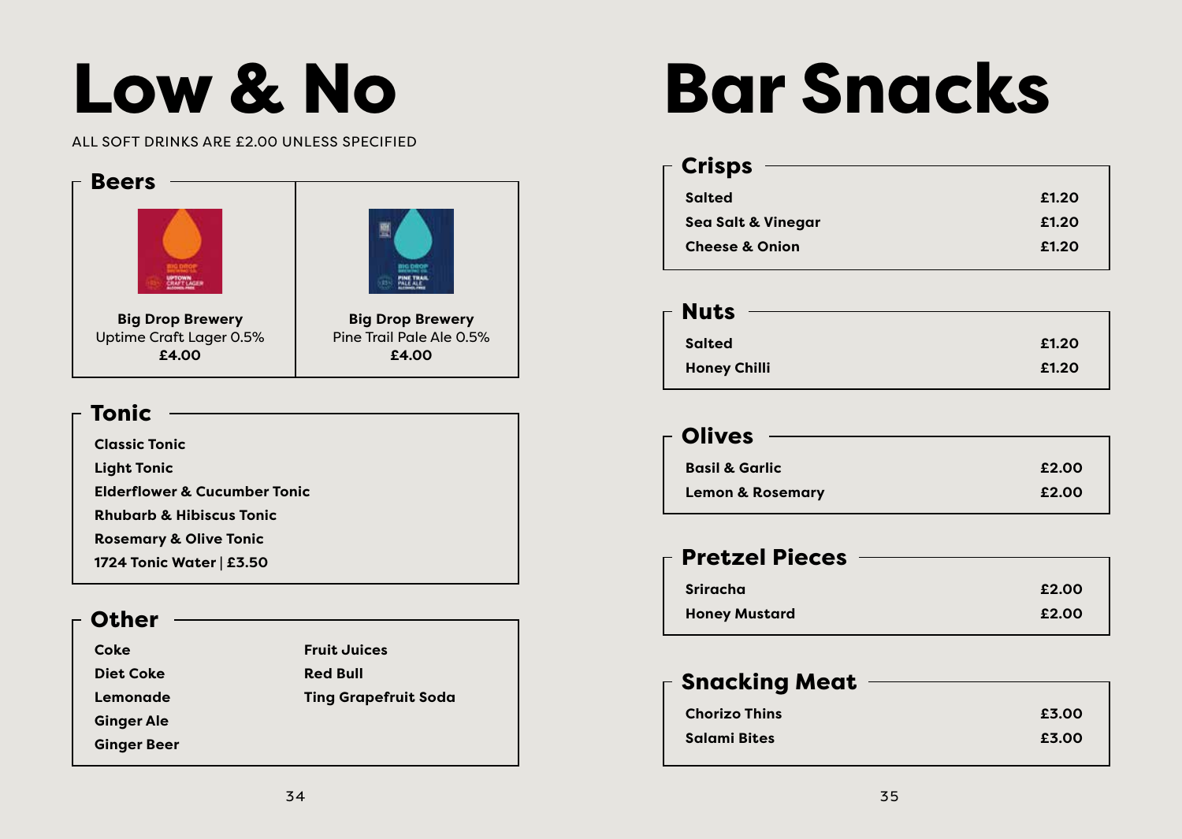# Low & No

ALL SOFT DRINKS ARE £2.00 UNLESS SPECIFIED

## Beers

**Big Drop Brewery**
Uptime Craft Lager 0.5%
**£4.00**

**Big Drop Brewery**
Pine Trail Pale Ale 0.5%
**£4.00**

## Tonic

- Classic Tonic
- Light Tonic
- Elderflower & Cucumber Tonic
- Rhubarb & Hibiscus Tonic
- Rosemary & Olive Tonic
- 1724 Tonic Water | £3.50

## Other

- Coke
- Diet Coke
- Lemonade
- Ginger Ale
- Ginger Beer
- Fruit Juices
- Red Bull
- Ting Grapefruit Soda

# Bar Snacks

## Crisps

| Item | Price |
|---|---|
| Salted | £1.20 |
| Sea Salt & Vinegar | £1.20 |
| Cheese & Onion | £1.20 |

## Nuts

| Item | Price |
|---|---|
| Salted | £1.20 |
| Honey Chilli | £1.20 |

## Olives

| Item | Price |
|---|---|
| Basil & Garlic | £2.00 |
| Lemon & Rosemary | £2.00 |

## Pretzel Pieces

| Item | Price |
|---|---|
| Sriracha | £2.00 |
| Honey Mustard | £2.00 |

## Snacking Meat

| Item | Price |
|---|---|
| Chorizo Thins | £3.00 |
| Salami Bites | £3.00 |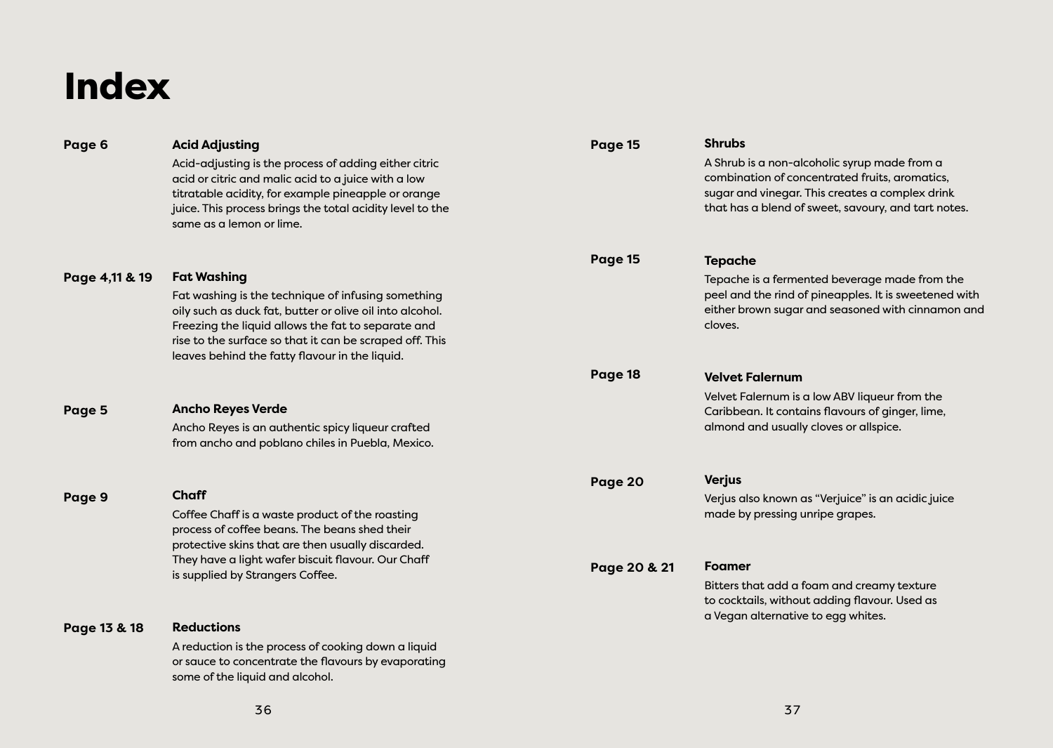# Index

**Page 6** — **Acid Adjusting**

Acid-adjusting is the process of adding either citric acid or citric and malic acid to a juice with a low titratable acidity, for example pineapple or orange juice. This process brings the total acidity level to the same as a lemon or lime.

**Page 4,11 & 19** — **Fat Washing**

Fat washing is the technique of infusing something oily such as duck fat, butter or olive oil into alcohol. Freezing the liquid allows the fat to separate and rise to the surface so that it can be scraped off. This leaves behind the fatty flavour in the liquid.

**Page 5** — **Ancho Reyes Verde**

Ancho Reyes is an authentic spicy liqueur crafted from ancho and poblano chiles in Puebla, Mexico.

**Page 9** — **Chaff**

Coffee Chaff is a waste product of the roasting process of coffee beans. The beans shed their protective skins that are then usually discarded. They have a light wafer biscuit flavour. Our Chaff is supplied by Strangers Coffee.

**Page 13 & 18** — **Reductions**

A reduction is the process of cooking down a liquid or sauce to concentrate the flavours by evaporating some of the liquid and alcohol.

**Page 15** — **Shrubs**

A Shrub is a non-alcoholic syrup made from a combination of concentrated fruits, aromatics, sugar and vinegar. This creates a complex drink that has a blend of sweet, savoury, and tart notes.

**Page 15** — **Tepache**

Tepache is a fermented beverage made from the peel and the rind of pineapples. It is sweetened with either brown sugar and seasoned with cinnamon and cloves.

**Page 18** — **Velvet Falernum**

Velvet Falernum is a low ABV liqueur from the Caribbean. It contains flavours of ginger, lime, almond and usually cloves or allspice.

**Page 20** — **Verjus**

Verjus also known as "Verjuice" is an acidic juice made by pressing unripe grapes.

**Page 20 & 21** — **Foamer**

Bitters that add a foam and creamy texture to cocktails, without adding flavour. Used as a Vegan alternative to egg whites.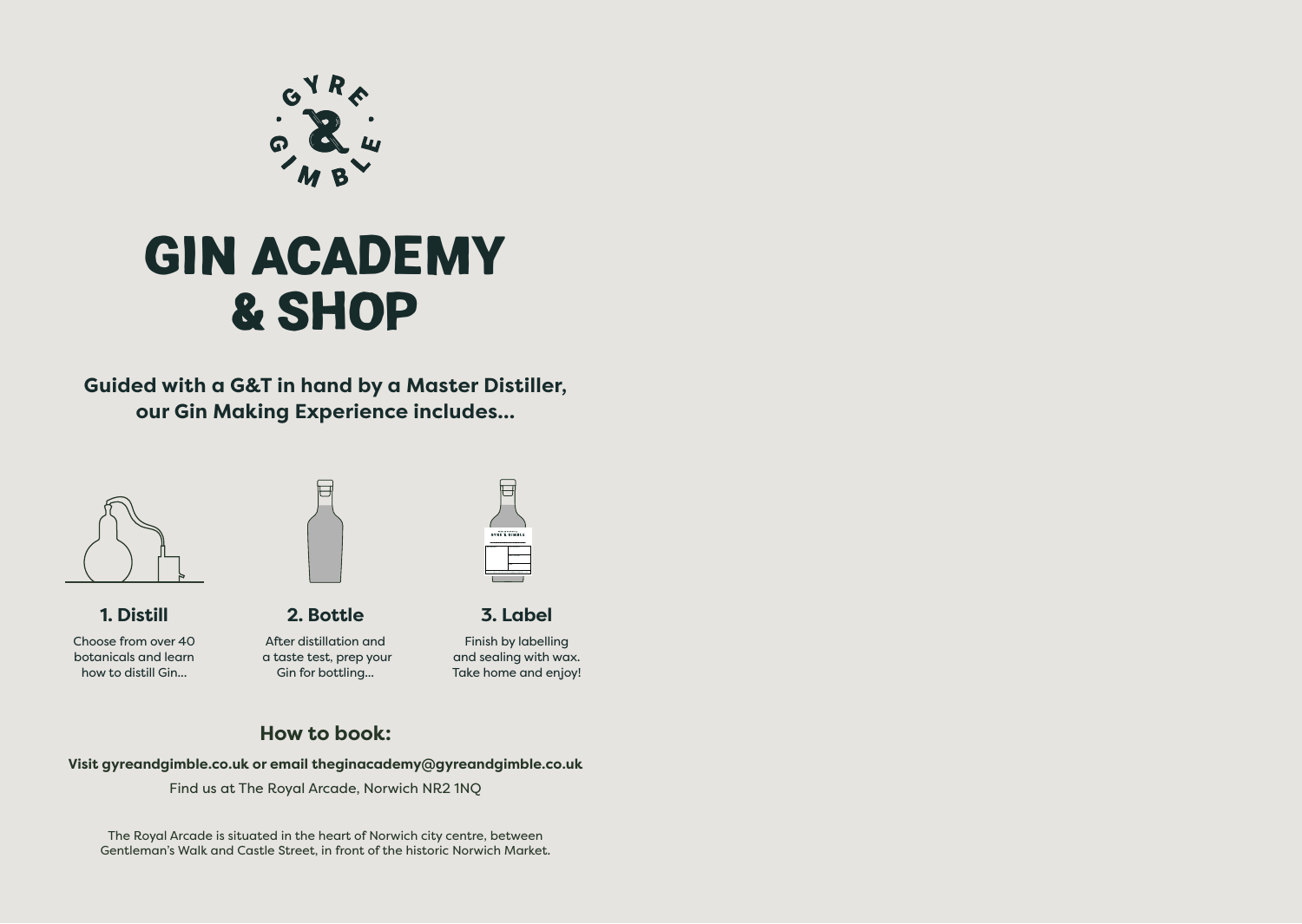# GIN ACADEMY & SHOP

**Guided with a G&T in hand by a Master Distiller, our Gin Making Experience includes...**

### 1. Distill

Choose from over 40 botanicals and learn how to distill Gin...

### 2. Bottle

After distillation and a taste test, prep your Gin for bottling...

### 3. Label

Finish by labelling and sealing with wax. Take home and enjoy!

## How to book:

**Visit gyreandgimble.co.uk or email theginacademy@gyreandgimble.co.uk**

Find us at The Royal Arcade, Norwich NR2 1NQ

The Royal Arcade is situated in the heart of Norwich city centre, between Gentleman's Walk and Castle Street, in front of the historic Norwich Market.